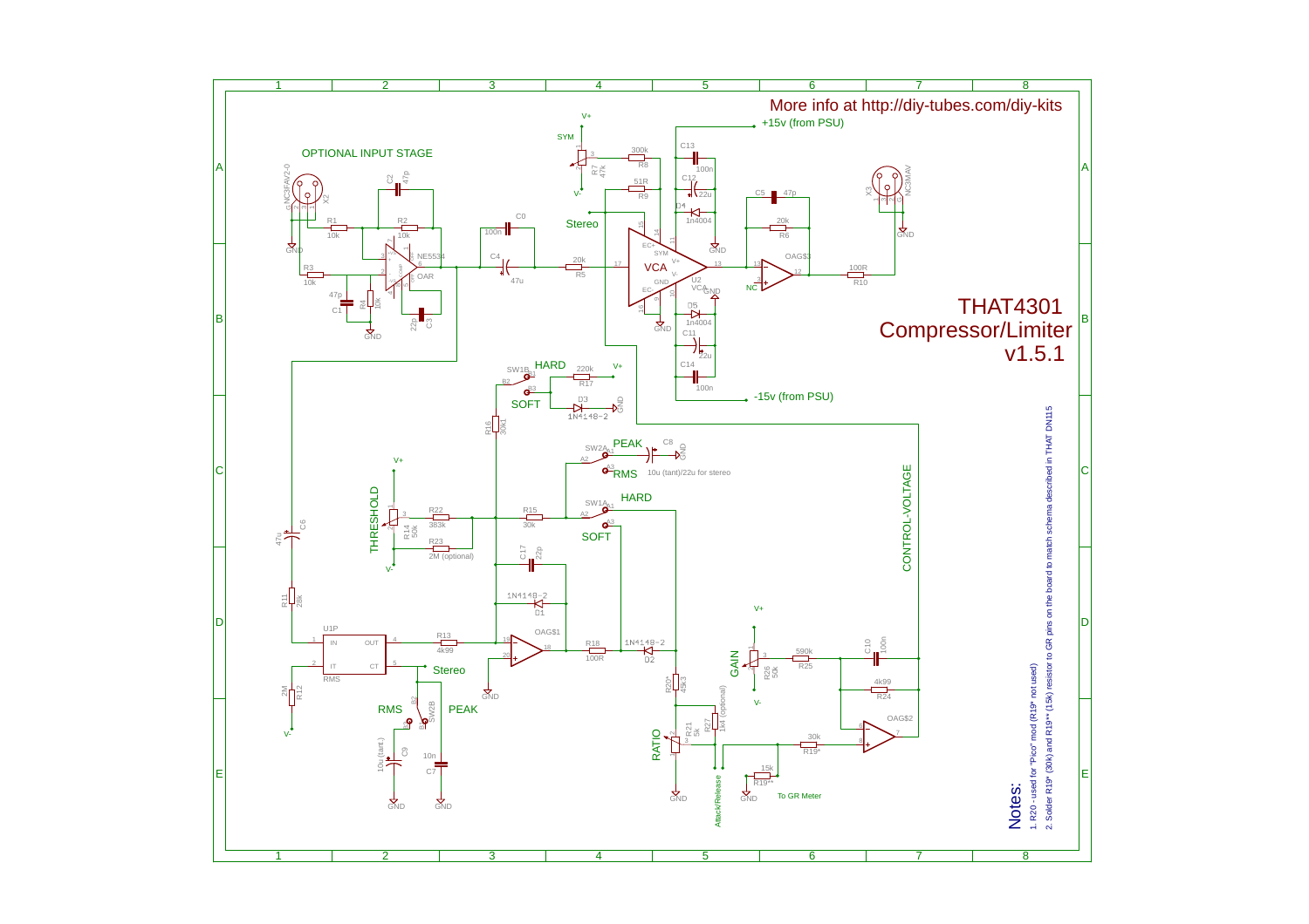More info at http://diy-tubes.com/diy-kits

# THAT4301 Compressor/Limiter v1.5.1

OPTIONAL INPUT STAGE

+15v (from PSU)

-15v (from PSU)

Stereo

HARD

SOFT

PEAK

RMS

THRESHOLD

GAIN

RATIO

CONTROL-VOLTAGE

Attack/Release

To GR Meter

Notes:

1. R20 - used for "Pico" mod (R19* not used)
2. Solder R19* (30k) and R19** (15k) resistor to GR pins on the board to match schema described in THAT DN115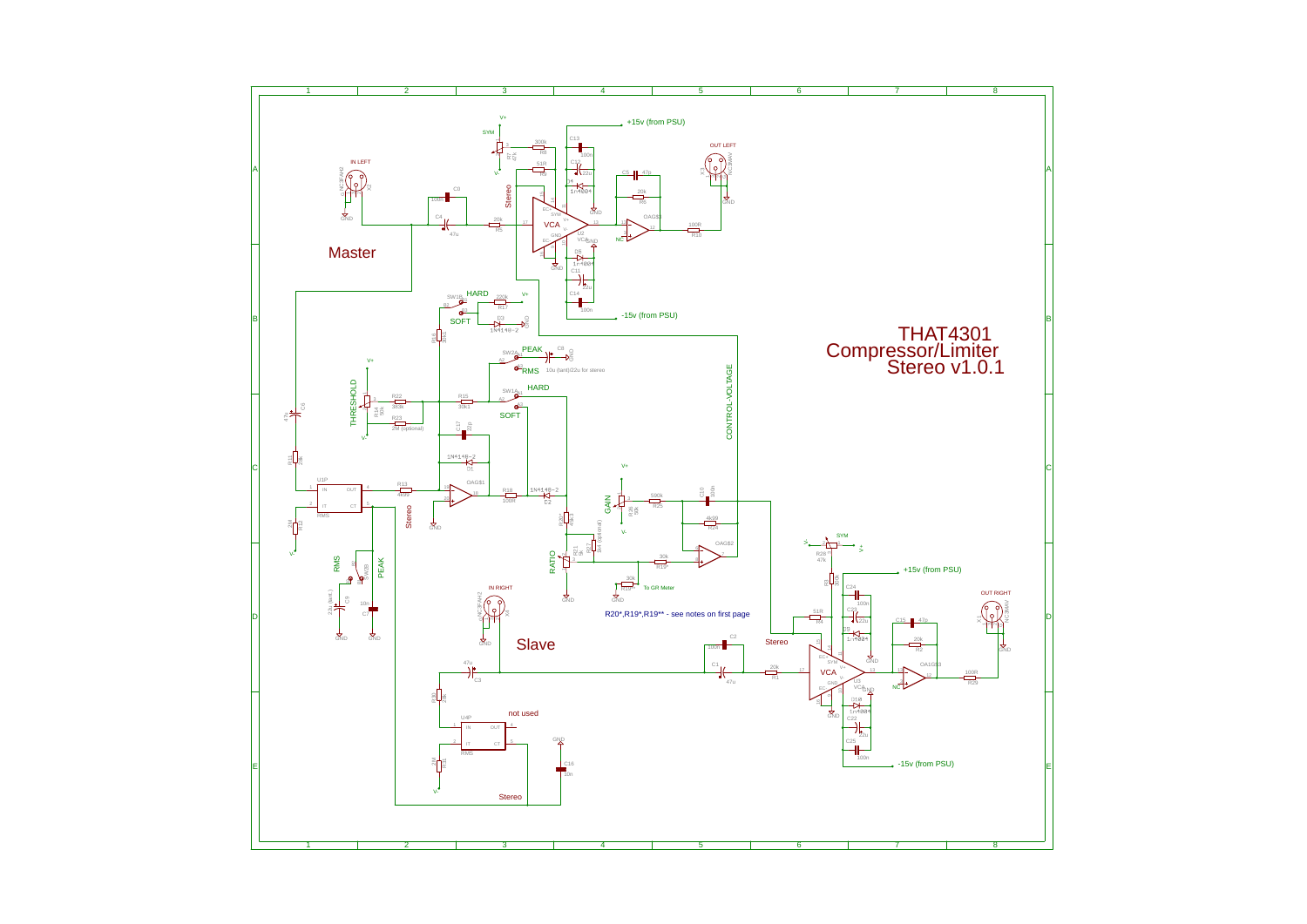# THAT4301 Compressor/Limiter Stereo v1.0.1

Master

Slave

R20*,R19*,R19** - see notes on first page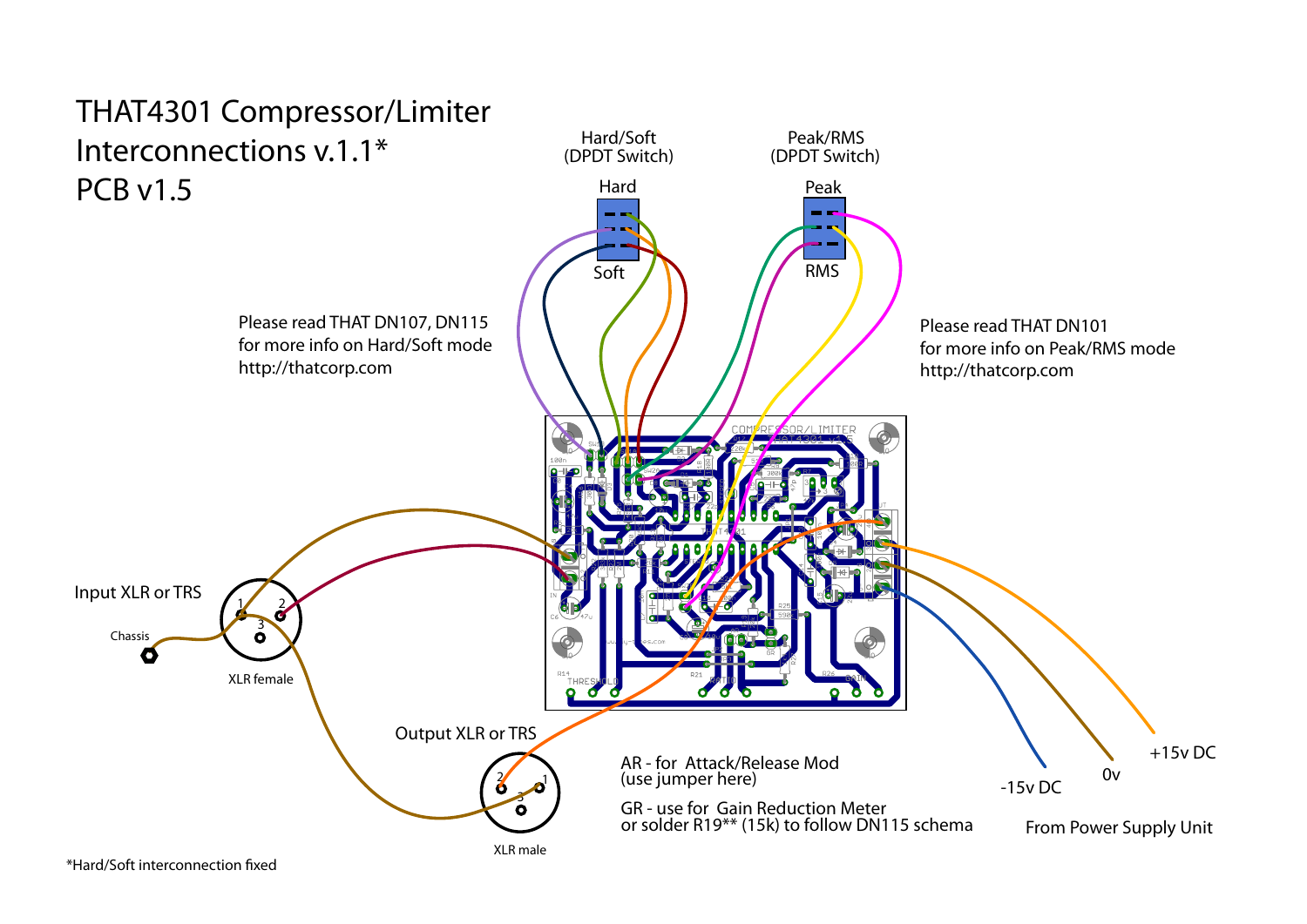# THAT4301 Compressor/Limiter Interconnections v.1.1* PCB v1.5

Hard/Soft
(DPDT Switch)

Hard

Soft

Peak/RMS
(DPDT Switch)

Peak

RMS

Please read THAT DN107, DN115
for more info on Hard/Soft mode
http://thatcorp.com

Please read THAT DN101
for more info on Peak/RMS mode
http://thatcorp.com

Input XLR or TRS

Chassis

XLR female

Output XLR or TRS

XLR male

AR - for Attack/Release Mod
(use jumper here)

GR - use for Gain Reduction Meter
or solder R19** (15k) to follow DN115 schema

-15v DC

0v

+15v DC

From Power Supply Unit

*Hard/Soft interconnection fixed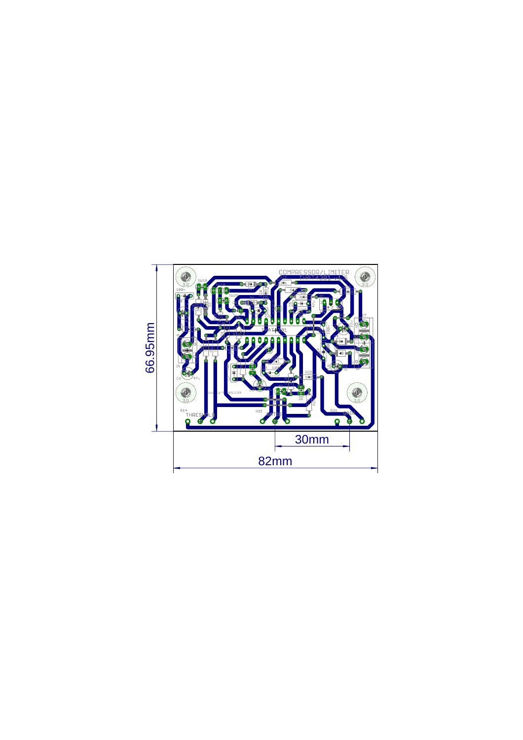COMPRESSOR/LIMITER

THAT4301 v1.5

66.95mm

30mm

82mm

THRESHOLD

RATIO

GAIN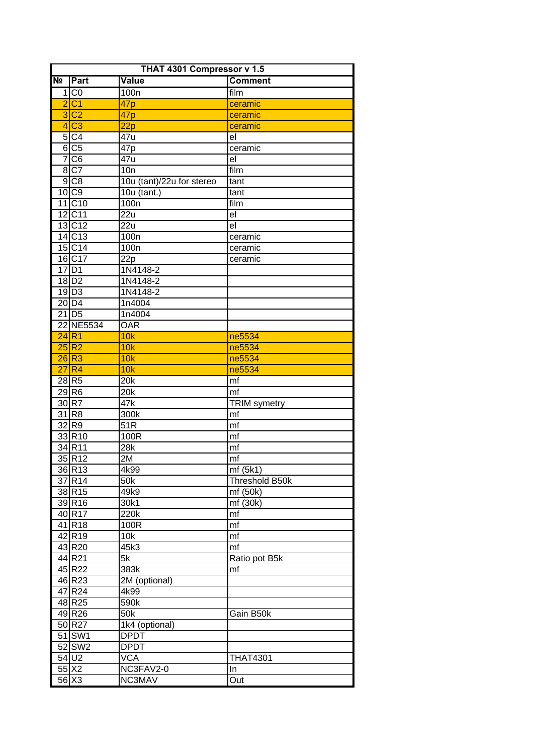| THAT 4301 Compressor v 1.5 | | | |
|---|---|---|---|
| № | Part | Value | Comment |
| 1 | C0 | 100n | film |
| 2 | C1 | 47p | ceramic |
| 3 | C2 | 47p | ceramic |
| 4 | C3 | 22p | ceramic |
| 5 | C4 | 47u | el |
| 6 | C5 | 47p | ceramic |
| 7 | C6 | 47u | el |
| 8 | C7 | 10n | film |
| 9 | C8 | 10u (tant)/22u for stereo | tant |
| 10 | C9 | 10u (tant.) | tant |
| 11 | C10 | 100n | film |
| 12 | C11 | 22u | el |
| 13 | C12 | 22u | el |
| 14 | C13 | 100n | ceramic |
| 15 | C14 | 100n | ceramic |
| 16 | C17 | 22p | ceramic |
| 17 | D1 | 1N4148-2 | |
| 18 | D2 | 1N4148-2 | |
| 19 | D3 | 1N4148-2 | |
| 20 | D4 | 1n4004 | |
| 21 | D5 | 1n4004 | |
| 22 | NE5534 | OAR | |
| 24 | R1 | 10k | ne5534 |
| 25 | R2 | 10k | ne5534 |
| 26 | R3 | 10k | ne5534 |
| 27 | R4 | 10k | ne5534 |
| 28 | R5 | 20k | mf |
| 29 | R6 | 20k | mf |
| 30 | R7 | 47k | TRIM symetry |
| 31 | R8 | 300k | mf |
| 32 | R9 | 51R | mf |
| 33 | R10 | 100R | mf |
| 34 | R11 | 28k | mf |
| 35 | R12 | 2M | mf |
| 36 | R13 | 4k99 | mf (5k1) |
| 37 | R14 | 50k | Threshold B50k |
| 38 | R15 | 49k9 | mf (50k) |
| 39 | R16 | 30k1 | mf (30k) |
| 40 | R17 | 220k | mf |
| 41 | R18 | 100R | mf |
| 42 | R19 | 10k | mf |
| 43 | R20 | 45k3 | mf |
| 44 | R21 | 5k | Ratio pot B5k |
| 45 | R22 | 383k | mf |
| 46 | R23 | 2M (optional) | |
| 47 | R24 | 4k99 | |
| 48 | R25 | 590k | |
| 49 | R26 | 50k | Gain B50k |
| 50 | R27 | 1k4 (optional) | |
| 51 | SW1 | DPDT | |
| 52 | SW2 | DPDT | |
| 54 | U2 | VCA | THAT4301 |
| 55 | X2 | NC3FAV2-0 | In |
| 56 | X3 | NC3MAV | Out |